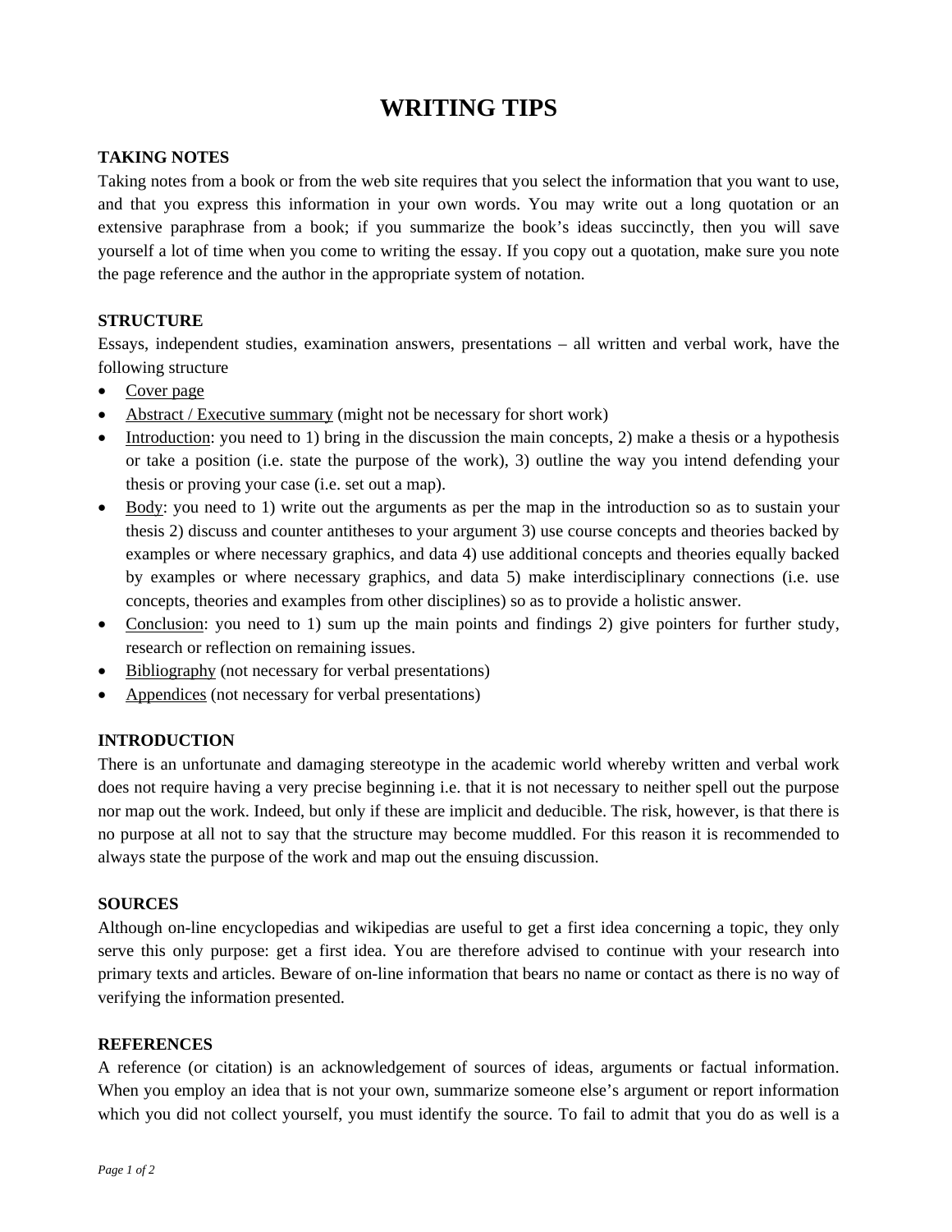# WRITING TIPS

## TAKING NOTES

Taking notes from a book or from the web site requires that you select the information that you want to use, and that you express this information in your own words. You may write out a long quotation or an extensive paraphrase from a book; if you summarize the book's ideas succinctly, then you will save yourself a lot of time when you come to writing the essay. If you copy out a quotation, make sure you note the page reference and the author in the appropriate system of notation.

## STRUCTURE

Essays, independent studies, examination answers, presentations – all written and verbal work, have the following structure

- <u>Cover page</u>
- <u>Abstract / Executive summary</u> (might not be necessary for short work)
- <u>Introduction</u>: you need to 1) bring in the discussion the main concepts, 2) make a thesis or a hypothesis or take a position (i.e. state the purpose of the work), 3) outline the way you intend defending your thesis or proving your case (i.e. set out a map).
- <u>Body</u>: you need to 1) write out the arguments as per the map in the introduction so as to sustain your thesis 2) discuss and counter antitheses to your argument 3) use course concepts and theories backed by examples or where necessary graphics, and data 4) use additional concepts and theories equally backed by examples or where necessary graphics, and data 5) make interdisciplinary connections (i.e. use concepts, theories and examples from other disciplines) so as to provide a holistic answer.
- <u>Conclusion</u>: you need to 1) sum up the main points and findings 2) give pointers for further study, research or reflection on remaining issues.
- <u>Bibliography</u> (not necessary for verbal presentations)
- <u>Appendices</u> (not necessary for verbal presentations)

## INTRODUCTION

There is an unfortunate and damaging stereotype in the academic world whereby written and verbal work does not require having a very precise beginning i.e. that it is not necessary to neither spell out the purpose nor map out the work. Indeed, but only if these are implicit and deducible. The risk, however, is that there is no purpose at all not to say that the structure may become muddled. For this reason it is recommended to always state the purpose of the work and map out the ensuing discussion.

## SOURCES

Although on-line encyclopedias and wikipedias are useful to get a first idea concerning a topic, they only serve this only purpose: get a first idea. You are therefore advised to continue with your research into primary texts and articles. Beware of on-line information that bears no name or contact as there is no way of verifying the information presented.

## REFERENCES

A reference (or citation) is an acknowledgement of sources of ideas, arguments or factual information. When you employ an idea that is not your own, summarize someone else's argument or report information which you did not collect yourself, you must identify the source. To fail to admit that you do as well is a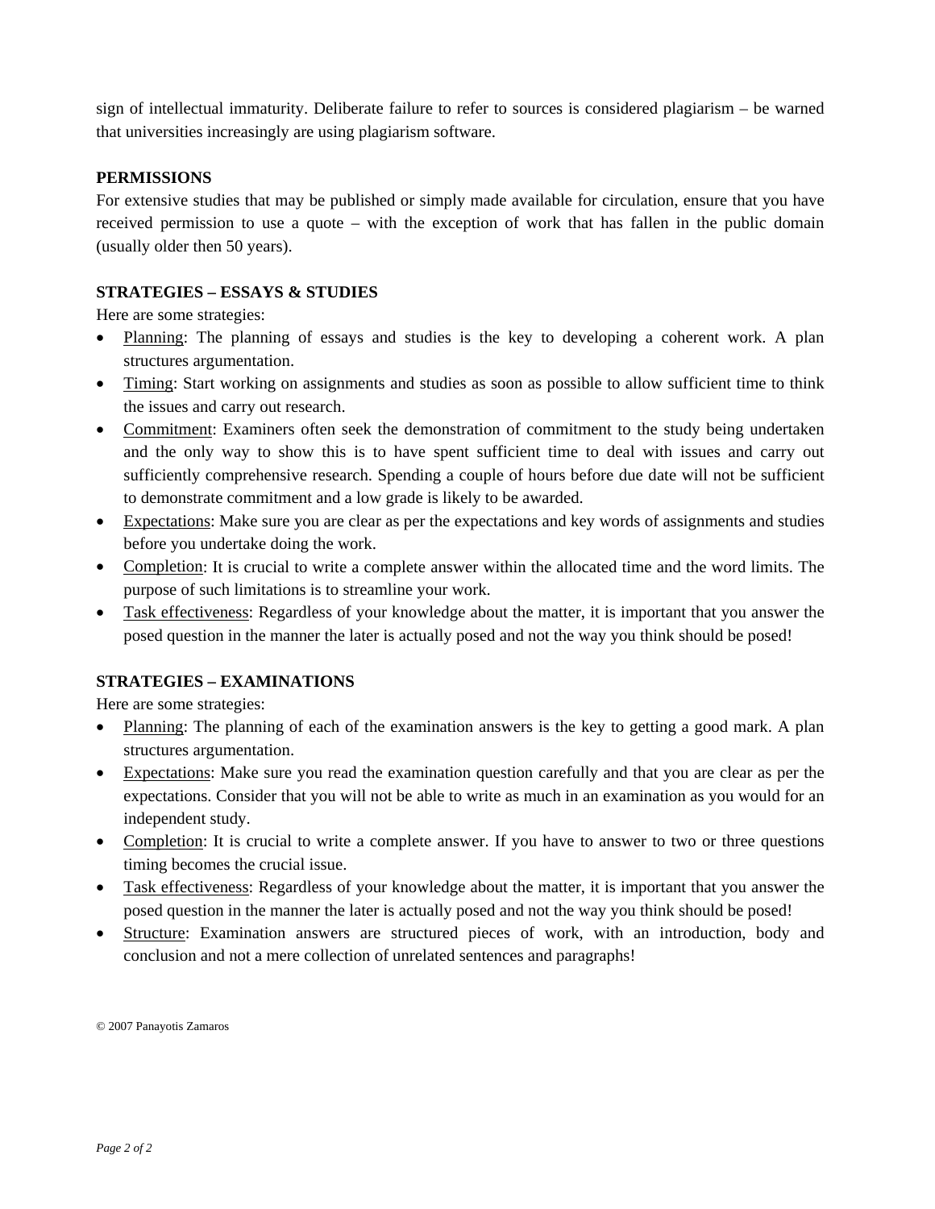sign of intellectual immaturity. Deliberate failure to refer to sources is considered plagiarism – be warned that universities increasingly are using plagiarism software.

**PERMISSIONS**

For extensive studies that may be published or simply made available for circulation, ensure that you have received permission to use a quote – with the exception of work that has fallen in the public domain (usually older then 50 years).

**STRATEGIES – ESSAYS & STUDIES**

Here are some strategies:

- <u>Planning</u>: The planning of essays and studies is the key to developing a coherent work. A plan structures argumentation.
- <u>Timing</u>: Start working on assignments and studies as soon as possible to allow sufficient time to think the issues and carry out research.
- <u>Commitment</u>: Examiners often seek the demonstration of commitment to the study being undertaken and the only way to show this is to have spent sufficient time to deal with issues and carry out sufficiently comprehensive research. Spending a couple of hours before due date will not be sufficient to demonstrate commitment and a low grade is likely to be awarded.
- <u>Expectations</u>: Make sure you are clear as per the expectations and key words of assignments and studies before you undertake doing the work.
- <u>Completion</u>: It is crucial to write a complete answer within the allocated time and the word limits. The purpose of such limitations is to streamline your work.
- <u>Task effectiveness</u>: Regardless of your knowledge about the matter, it is important that you answer the posed question in the manner the later is actually posed and not the way you think should be posed!

**STRATEGIES – EXAMINATIONS**

Here are some strategies:

- <u>Planning</u>: The planning of each of the examination answers is the key to getting a good mark. A plan structures argumentation.
- <u>Expectations</u>: Make sure you read the examination question carefully and that you are clear as per the expectations. Consider that you will not be able to write as much in an examination as you would for an independent study.
- <u>Completion</u>: It is crucial to write a complete answer. If you have to answer to two or three questions timing becomes the crucial issue.
- <u>Task effectiveness</u>: Regardless of your knowledge about the matter, it is important that you answer the posed question in the manner the later is actually posed and not the way you think should be posed!
- <u>Structure</u>: Examination answers are structured pieces of work, with an introduction, body and conclusion and not a mere collection of unrelated sentences and paragraphs!

© 2007 Panayotis Zamaros